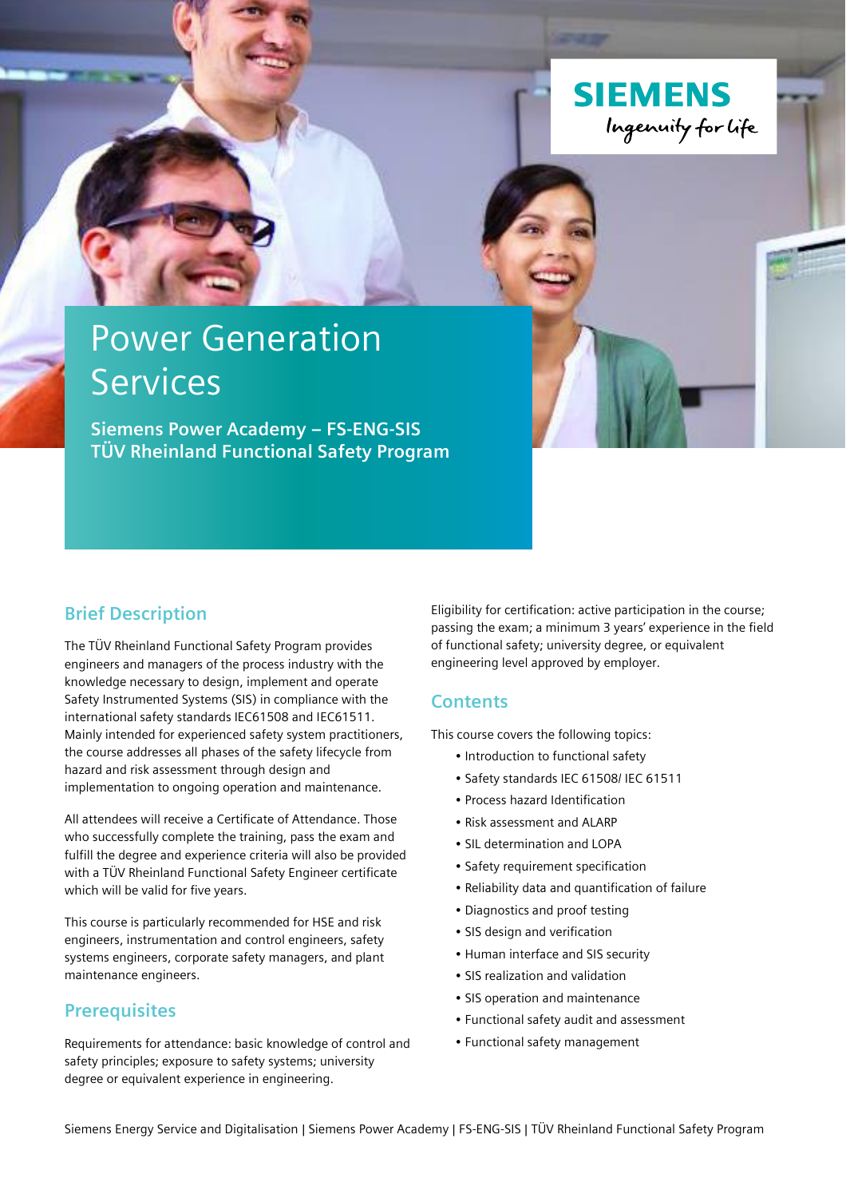SIEMENS
Ingenuity for life

# Power Generation Services

**Siemens Power Academy – FS-ENG-SIS**
**TÜV Rheinland Functional Safety Program**

## Brief Description

The TÜV Rheinland Functional Safety Program provides engineers and managers of the process industry with the knowledge necessary to design, implement and operate Safety Instrumented Systems (SIS) in compliance with the international safety standards IEC61508 and IEC61511. Mainly intended for experienced safety system practitioners, the course addresses all phases of the safety lifecycle from hazard and risk assessment through design and implementation to ongoing operation and maintenance.

All attendees will receive a Certificate of Attendance. Those who successfully complete the training, pass the exam and fulfill the degree and experience criteria will also be provided with a TÜV Rheinland Functional Safety Engineer certificate which will be valid for five years.

This course is particularly recommended for HSE and risk engineers, instrumentation and control engineers, safety systems engineers, corporate safety managers, and plant maintenance engineers.

## Prerequisites

Requirements for attendance: basic knowledge of control and safety principles; exposure to safety systems; university degree or equivalent experience in engineering.

Eligibility for certification: active participation in the course; passing the exam; a minimum 3 years' experience in the field of functional safety; university degree, or equivalent engineering level approved by employer.

## Contents

This course covers the following topics:

- Introduction to functional safety
- Safety standards IEC 61508/ IEC 61511
- Process hazard Identification
- Risk assessment and ALARP
- SIL determination and LOPA
- Safety requirement specification
- Reliability data and quantification of failure
- Diagnostics and proof testing
- SIS design and verification
- Human interface and SIS security
- SIS realization and validation
- SIS operation and maintenance
- Functional safety audit and assessment
- Functional safety management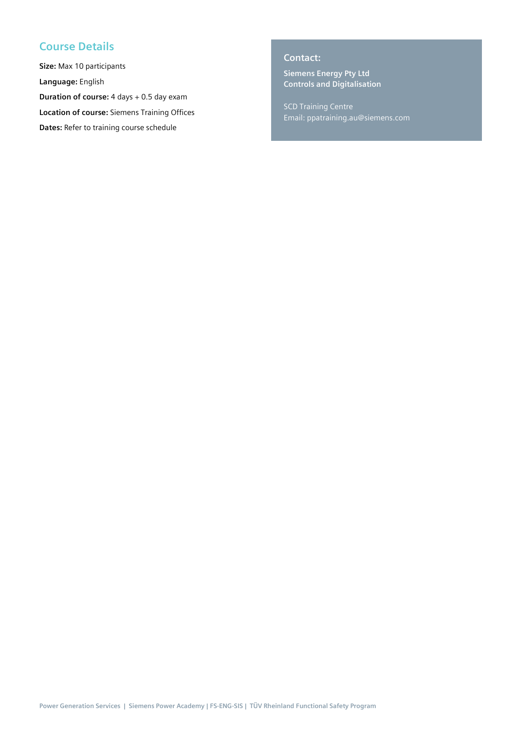## Course Details

**Size:** Max 10 participants

**Language:** English

**Duration of course:** 4 days + 0.5 day exam

**Location of course:** Siemens Training Offices

**Dates:** Refer to training course schedule

### Contact:

**Siemens Energy Pty Ltd**
**Controls and Digitalisation**

SCD Training Centre
Email: ppatraining.au@siemens.com